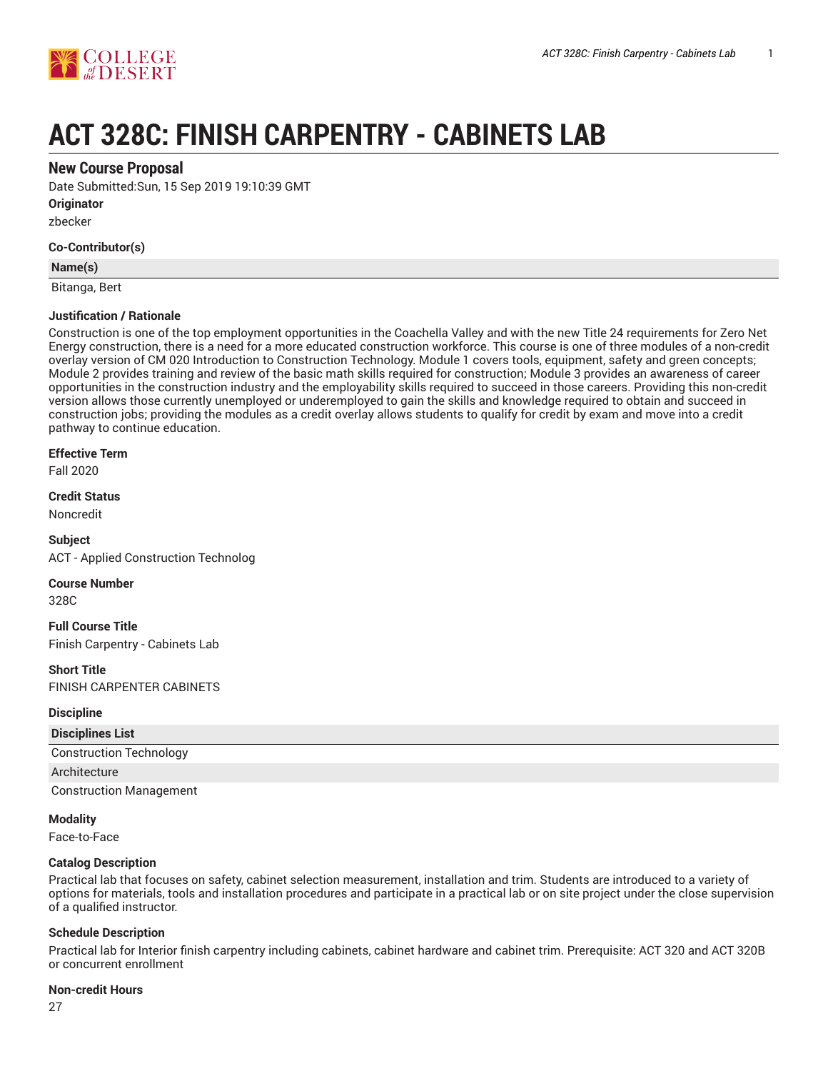# ACT 328C: FINISH CARPENTRY - CABINETS LAB

## New Course Proposal

Date Submitted:Sun, 15 Sep 2019 19:10:39 GMT

**Originator**

zbecker

**Co-Contributor(s)**

| Name(s) |
| --- |
| Bitanga, Bert |

**Justification / Rationale**

Construction is one of the top employment opportunities in the Coachella Valley and with the new Title 24 requirements for Zero Net Energy construction, there is a need for a more educated construction workforce. This course is one of three modules of a non-credit overlay version of CM 020 Introduction to Construction Technology. Module 1 covers tools, equipment, safety and green concepts; Module 2 provides training and review of the basic math skills required for construction; Module 3 provides an awareness of career opportunities in the construction industry and the employability skills required to succeed in those careers. Providing this non-credit version allows those currently unemployed or underemployed to gain the skills and knowledge required to obtain and succeed in construction jobs; providing the modules as a credit overlay allows students to qualify for credit by exam and move into a credit pathway to continue education.

**Effective Term**

Fall 2020

**Credit Status**

Noncredit

**Subject**

ACT - Applied Construction Technolog

**Course Number**

328C

**Full Course Title**

Finish Carpentry - Cabinets Lab

**Short Title**

FINISH CARPENTER CABINETS

**Discipline**

| Disciplines List |
| --- |
| Construction Technology |
| Architecture |
| Construction Management |

**Modality**

Face-to-Face

**Catalog Description**

Practical lab that focuses on safety, cabinet selection measurement, installation and trim. Students are introduced to a variety of options for materials, tools and installation procedures and participate in a practical lab or on site project under the close supervision of a qualified instructor.

**Schedule Description**

Practical lab for Interior finish carpentry including cabinets, cabinet hardware and cabinet trim. Prerequisite: ACT 320 and ACT 320B or concurrent enrollment

**Non-credit Hours**

27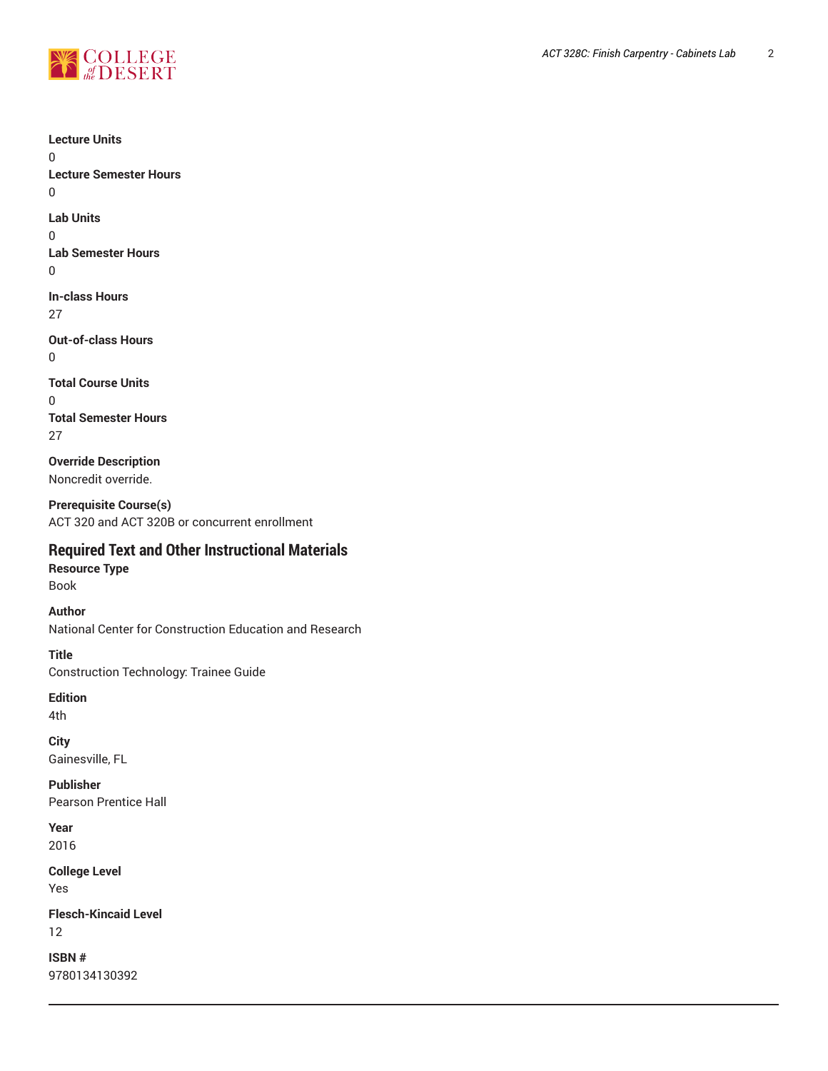**Lecture Units**
0
**Lecture Semester Hours**
0

**Lab Units**
0
**Lab Semester Hours**
0

**In-class Hours**
27

**Out-of-class Hours**
0

**Total Course Units**
0
**Total Semester Hours**
27

**Override Description**
Noncredit override.

**Prerequisite Course(s)**
ACT 320 and ACT 320B or concurrent enrollment

## Required Text and Other Instructional Materials

**Resource Type**
Book

**Author**
National Center for Construction Education and Research

**Title**
Construction Technology: Trainee Guide

**Edition**
4th

**City**
Gainesville, FL

**Publisher**
Pearson Prentice Hall

**Year**
2016

**College Level**
Yes

**Flesch-Kincaid Level**
12

**ISBN #**
9780134130392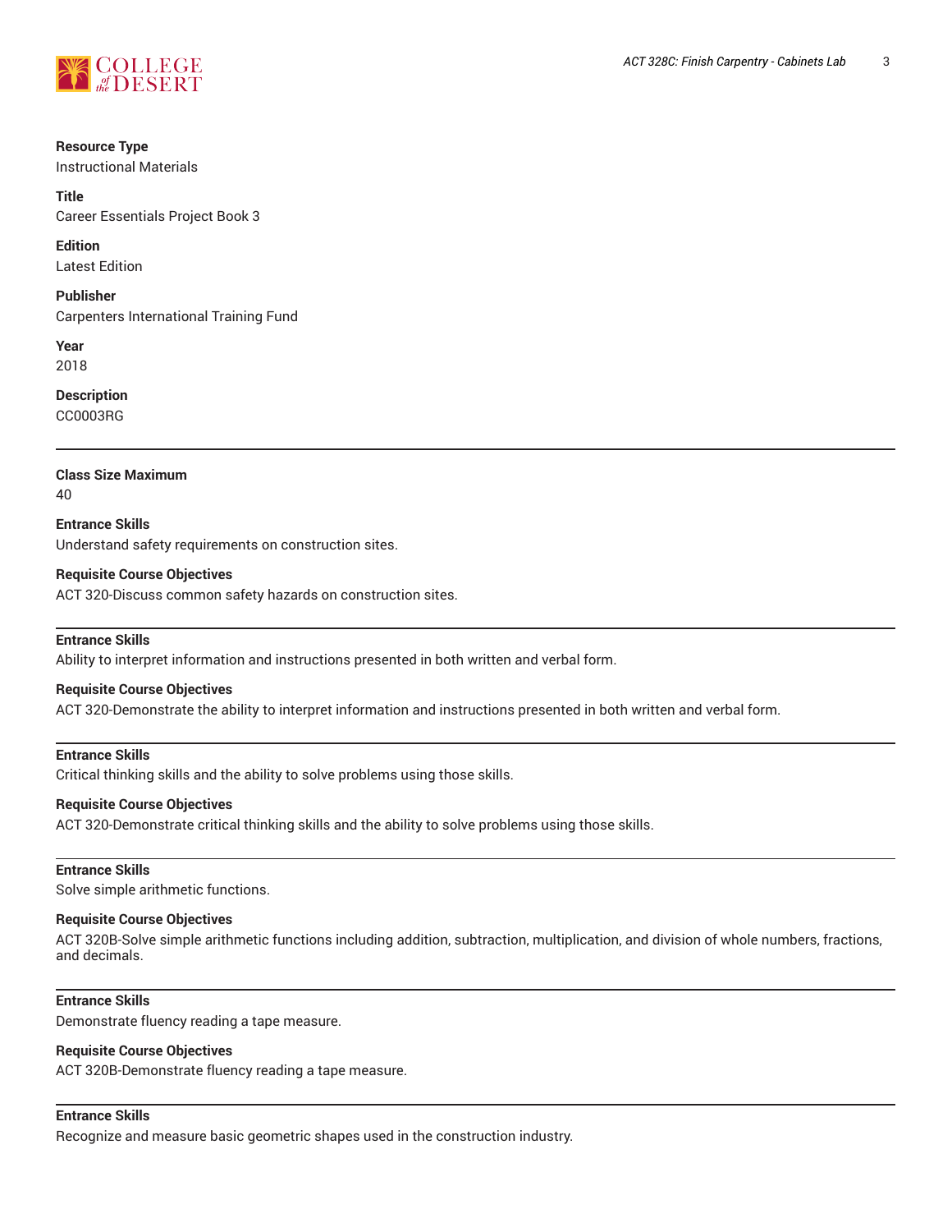**Resource Type**
Instructional Materials

**Title**
Career Essentials Project Book 3

**Edition**
Latest Edition

**Publisher**
Carpenters International Training Fund

**Year**
2018

**Description**
CC0003RG

---

**Class Size Maximum**
40

**Entrance Skills**
Understand safety requirements on construction sites.

**Requisite Course Objectives**
ACT 320-Discuss common safety hazards on construction sites.

---

**Entrance Skills**
Ability to interpret information and instructions presented in both written and verbal form.

**Requisite Course Objectives**
ACT 320-Demonstrate the ability to interpret information and instructions presented in both written and verbal form.

---

**Entrance Skills**
Critical thinking skills and the ability to solve problems using those skills.

**Requisite Course Objectives**
ACT 320-Demonstrate critical thinking skills and the ability to solve problems using those skills.

---

**Entrance Skills**
Solve simple arithmetic functions.

**Requisite Course Objectives**
ACT 320B-Solve simple arithmetic functions including addition, subtraction, multiplication, and division of whole numbers, fractions, and decimals.

---

**Entrance Skills**
Demonstrate fluency reading a tape measure.

**Requisite Course Objectives**
ACT 320B-Demonstrate fluency reading a tape measure.

---

**Entrance Skills**
Recognize and measure basic geometric shapes used in the construction industry.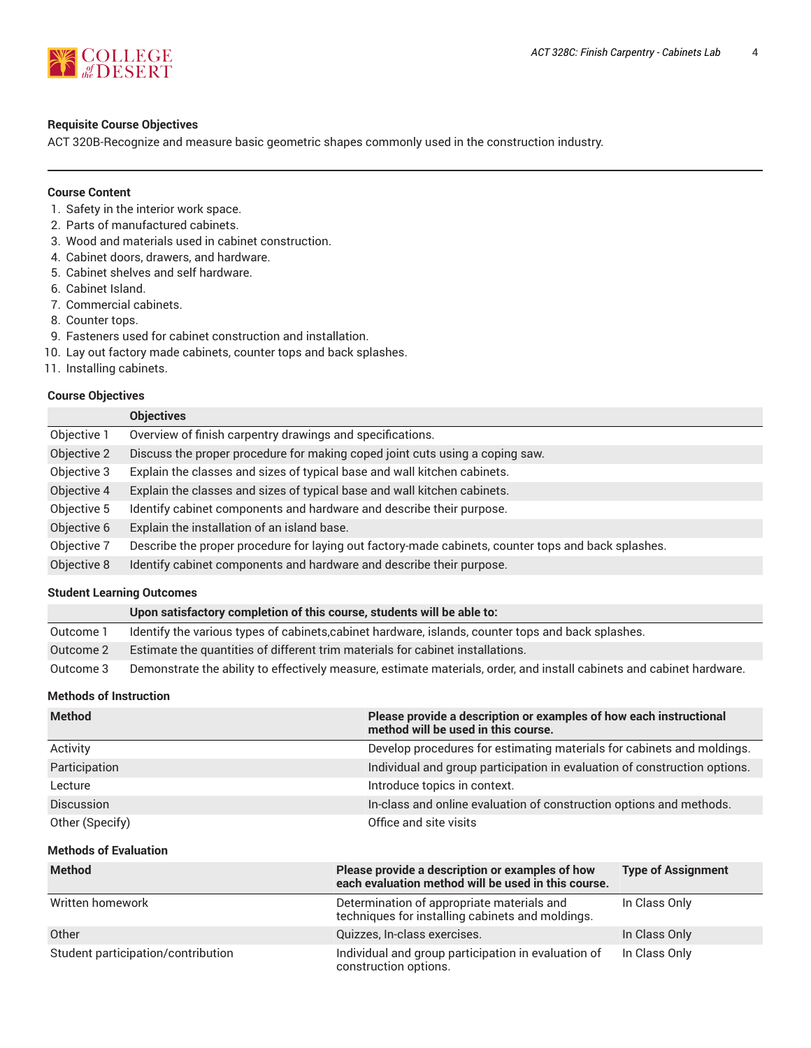#### Requisite Course Objectives

ACT 320B-Recognize and measure basic geometric shapes commonly used in the construction industry.

---

#### Course Content

1. Safety in the interior work space.
2. Parts of manufactured cabinets.
3. Wood and materials used in cabinet construction.
4. Cabinet doors, drawers, and hardware.
5. Cabinet shelves and self hardware.
6. Cabinet Island.
7. Commercial cabinets.
8. Counter tops.
9. Fasteners used for cabinet construction and installation.
10. Lay out factory made cabinets, counter tops and back splashes.
11. Installing cabinets.

#### Course Objectives

| | Objectives |
|---|---|
| Objective 1 | Overview of finish carpentry drawings and specifications. |
| Objective 2 | Discuss the proper procedure for making coped joint cuts using a coping saw. |
| Objective 3 | Explain the classes and sizes of typical base and wall kitchen cabinets. |
| Objective 4 | Explain the classes and sizes of typical base and wall kitchen cabinets. |
| Objective 5 | Identify cabinet components and hardware and describe their purpose. |
| Objective 6 | Explain the installation of an island base. |
| Objective 7 | Describe the proper procedure for laying out factory-made cabinets, counter tops and back splashes. |
| Objective 8 | Identify cabinet components and hardware and describe their purpose. |

#### Student Learning Outcomes

| | Upon satisfactory completion of this course, students will be able to: |
|---|---|
| Outcome 1 | Identify the various types of cabinets,cabinet hardware, islands, counter tops and back splashes. |
| Outcome 2 | Estimate the quantities of different trim materials for cabinet installations. |
| Outcome 3 | Demonstrate the ability to effectively measure, estimate materials, order, and install cabinets and cabinet hardware. |

#### Methods of Instruction

| Method | Please provide a description or examples of how each instructional method will be used in this course. |
|---|---|
| Activity | Develop procedures for estimating materials for cabinets and moldings. |
| Participation | Individual and group participation in evaluation of construction options. |
| Lecture | Introduce topics in context. |
| Discussion | In-class and online evaluation of construction options and methods. |
| Other (Specify) | Office and site visits |

#### Methods of Evaluation

| Method | Please provide a description or examples of how each evaluation method will be used in this course. | Type of Assignment |
|---|---|---|
| Written homework | Determination of appropriate materials and techniques for installing cabinets and moldings. | In Class Only |
| Other | Quizzes, In-class exercises. | In Class Only |
| Student participation/contribution | Individual and group participation in evaluation of construction options. | In Class Only |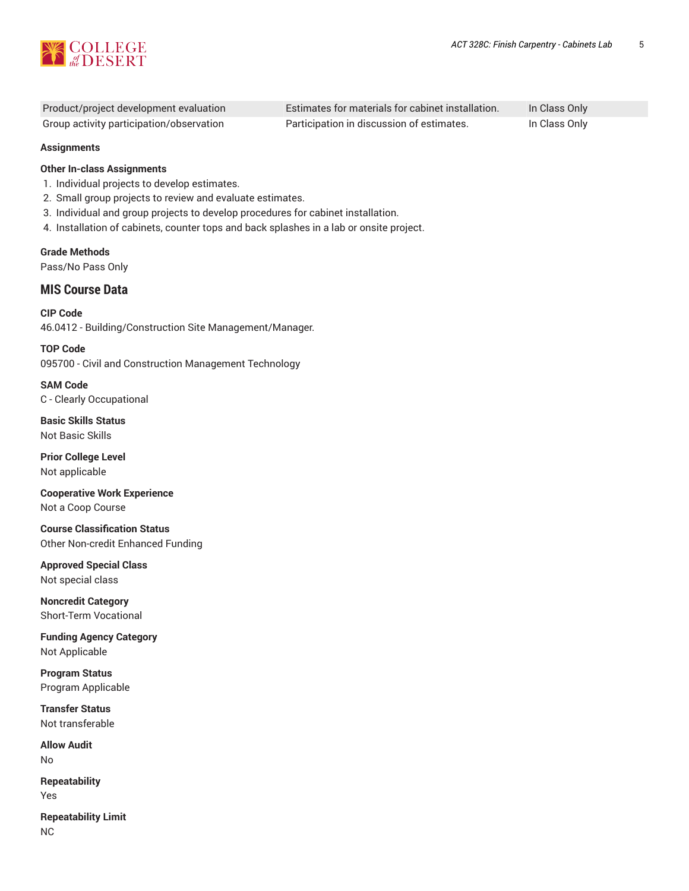| Product/project development evaluation | Estimates for materials for cabinet installation. | In Class Only |
| --- | --- | --- |
| Group activity participation/observation | Participation in discussion of estimates. | In Class Only |

**Assignments**

**Other In-class Assignments**

1. Individual projects to develop estimates.
2. Small group projects to review and evaluate estimates.
3. Individual and group projects to develop procedures for cabinet installation.
4. Installation of cabinets, counter tops and back splashes in a lab or onsite project.

**Grade Methods**

Pass/No Pass Only

## MIS Course Data

**CIP Code**

46.0412 - Building/Construction Site Management/Manager.

**TOP Code**

095700 - Civil and Construction Management Technology

**SAM Code**

C - Clearly Occupational

**Basic Skills Status**

Not Basic Skills

**Prior College Level**

Not applicable

**Cooperative Work Experience**

Not a Coop Course

**Course Classification Status**

Other Non-credit Enhanced Funding

**Approved Special Class**

Not special class

**Noncredit Category**

Short-Term Vocational

**Funding Agency Category**

Not Applicable

**Program Status**

Program Applicable

**Transfer Status**

Not transferable

**Allow Audit**

No

**Repeatability**

Yes

**Repeatability Limit**

NC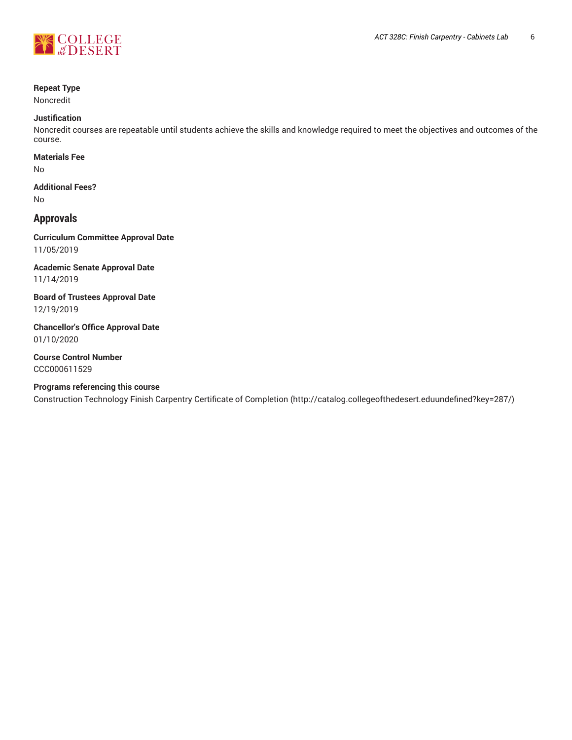**Repeat Type**

Noncredit

**Justification**

Noncredit courses are repeatable until students achieve the skills and knowledge required to meet the objectives and outcomes of the course.

**Materials Fee**

No

**Additional Fees?**

No

## Approvals

**Curriculum Committee Approval Date**

11/05/2019

**Academic Senate Approval Date**

11/14/2019

**Board of Trustees Approval Date**

12/19/2019

**Chancellor's Office Approval Date**

01/10/2020

**Course Control Number**

CCC000611529

**Programs referencing this course**

Construction Technology Finish Carpentry Certificate of Completion (http://catalog.collegeofthedesert.eduundefined?key=287/)